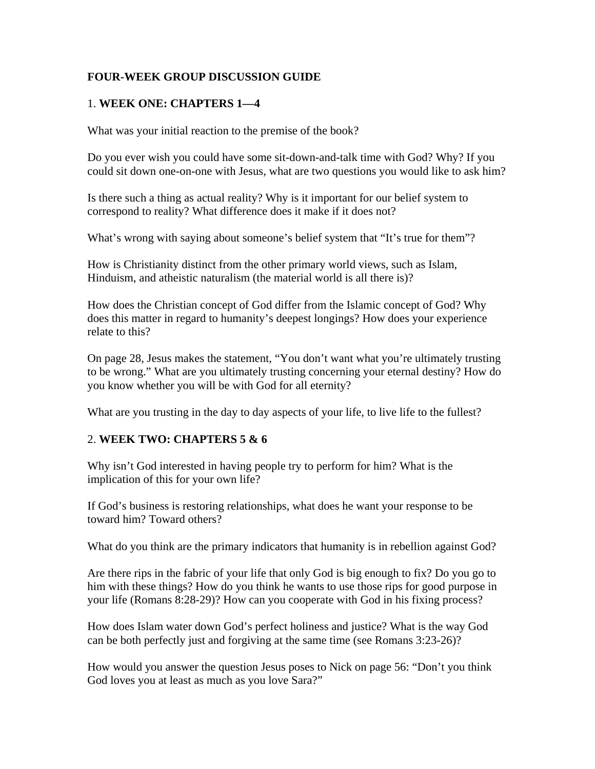**FOUR-WEEK GROUP DISCUSSION GUIDE**

1. **WEEK ONE: CHAPTERS 1—4**

What was your initial reaction to the premise of the book?

Do you ever wish you could have some sit-down-and-talk time with God? Why? If you could sit down one-on-one with Jesus, what are two questions you would like to ask him?

Is there such a thing as actual reality? Why is it important for our belief system to correspond to reality? What difference does it make if it does not?

What's wrong with saying about someone's belief system that "It's true for them"?

How is Christianity distinct from the other primary world views, such as Islam, Hinduism, and atheistic naturalism (the material world is all there is)?

How does the Christian concept of God differ from the Islamic concept of God? Why does this matter in regard to humanity's deepest longings? How does your experience relate to this?

On page 28, Jesus makes the statement, "You don't want what you're ultimately trusting to be wrong." What are you ultimately trusting concerning your eternal destiny? How do you know whether you will be with God for all eternity?

What are you trusting in the day to day aspects of your life, to live life to the fullest?

2. **WEEK TWO: CHAPTERS 5 & 6**

Why isn't God interested in having people try to perform for him? What is the implication of this for your own life?

If God's business is restoring relationships, what does he want your response to be toward him? Toward others?

What do you think are the primary indicators that humanity is in rebellion against God?

Are there rips in the fabric of your life that only God is big enough to fix? Do you go to him with these things? How do you think he wants to use those rips for good purpose in your life (Romans 8:28-29)? How can you cooperate with God in his fixing process?

How does Islam water down God's perfect holiness and justice? What is the way God can be both perfectly just and forgiving at the same time (see Romans 3:23-26)?

How would you answer the question Jesus poses to Nick on page 56: "Don't you think God loves you at least as much as you love Sara?"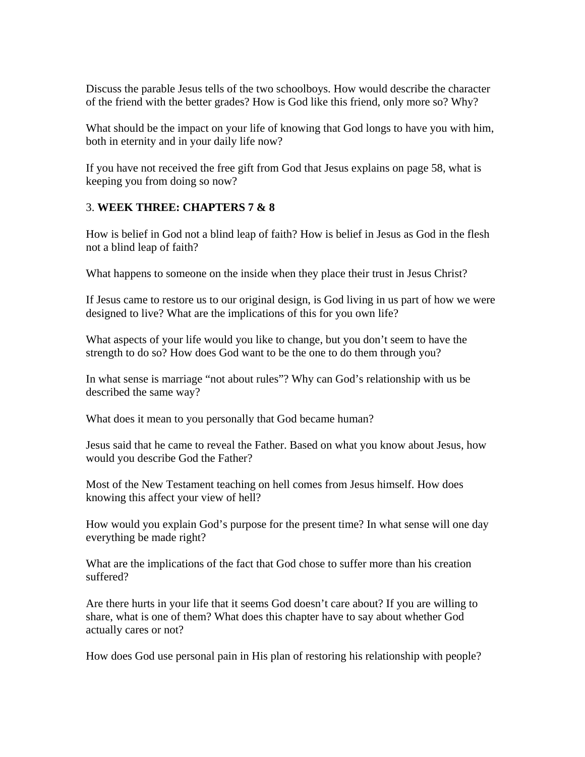Discuss the parable Jesus tells of the two schoolboys. How would describe the character of the friend with the better grades? How is God like this friend, only more so? Why?

What should be the impact on your life of knowing that God longs to have you with him, both in eternity and in your daily life now?

If you have not received the free gift from God that Jesus explains on page 58, what is keeping you from doing so now?

3. **WEEK THREE: CHAPTERS 7 & 8**

How is belief in God not a blind leap of faith? How is belief in Jesus as God in the flesh not a blind leap of faith?

What happens to someone on the inside when they place their trust in Jesus Christ?

If Jesus came to restore us to our original design, is God living in us part of how we were designed to live? What are the implications of this for you own life?

What aspects of your life would you like to change, but you don't seem to have the strength to do so? How does God want to be the one to do them through you?

In what sense is marriage "not about rules"? Why can God's relationship with us be described the same way?

What does it mean to you personally that God became human?

Jesus said that he came to reveal the Father. Based on what you know about Jesus, how would you describe God the Father?

Most of the New Testament teaching on hell comes from Jesus himself. How does knowing this affect your view of hell?

How would you explain God's purpose for the present time? In what sense will one day everything be made right?

What are the implications of the fact that God chose to suffer more than his creation suffered?

Are there hurts in your life that it seems God doesn't care about? If you are willing to share, what is one of them? What does this chapter have to say about whether God actually cares or not?

How does God use personal pain in His plan of restoring his relationship with people?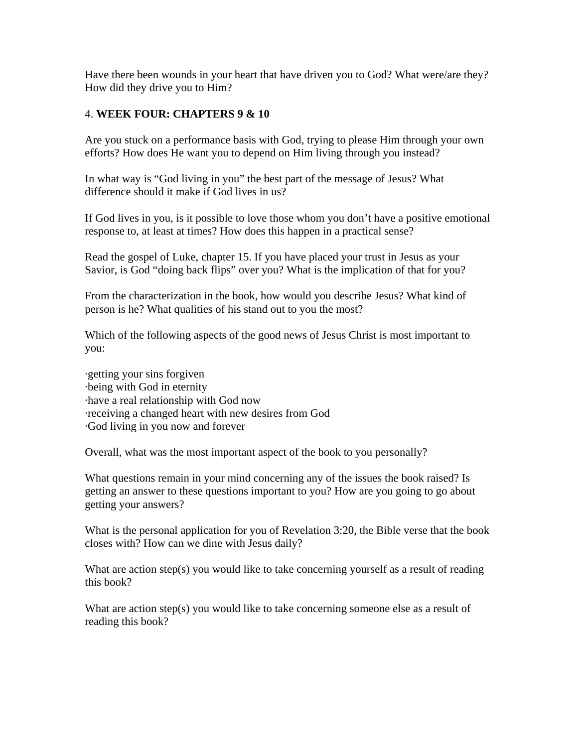Have there been wounds in your heart that have driven you to God? What were/are they? How did they drive you to Him?

4. **WEEK FOUR: CHAPTERS 9 & 10**

Are you stuck on a performance basis with God, trying to please Him through your own efforts? How does He want you to depend on Him living through you instead?

In what way is "God living in you" the best part of the message of Jesus? What difference should it make if God lives in us?

If God lives in you, is it possible to love those whom you don't have a positive emotional response to, at least at times? How does this happen in a practical sense?

Read the gospel of Luke, chapter 15. If you have placed your trust in Jesus as your Savior, is God "doing back flips" over you? What is the implication of that for you?

From the characterization in the book, how would you describe Jesus? What kind of person is he? What qualities of his stand out to you the most?

Which of the following aspects of the good news of Jesus Christ is most important to you:

·getting your sins forgiven
·being with God in eternity
·have a real relationship with God now
·receiving a changed heart with new desires from God
·God living in you now and forever

Overall, what was the most important aspect of the book to you personally?

What questions remain in your mind concerning any of the issues the book raised? Is getting an answer to these questions important to you? How are you going to go about getting your answers?

What is the personal application for you of Revelation 3:20, the Bible verse that the book closes with? How can we dine with Jesus daily?

What are action step(s) you would like to take concerning yourself as a result of reading this book?

What are action step(s) you would like to take concerning someone else as a result of reading this book?